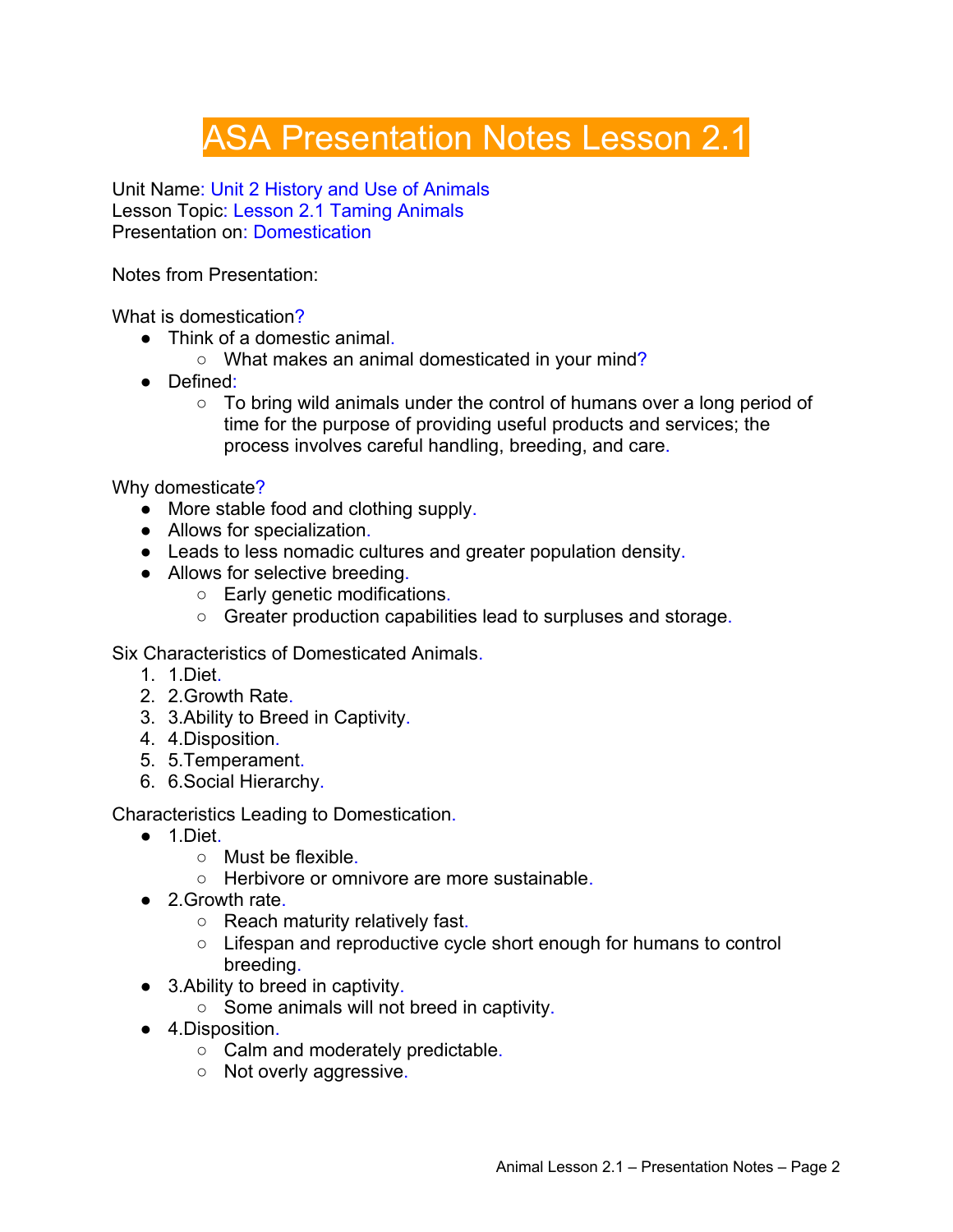# ASA Presentation Notes Lesson 2.1

Unit Name: Unit 2 History and Use of Animals
Lesson Topic: Lesson 2.1 Taming Animals
Presentation on: Domestication

Notes from Presentation:

What is domestication?

- Think of a domestic animal.
  - What makes an animal domesticated in your mind?
- Defined:
  - To bring wild animals under the control of humans over a long period of time for the purpose of providing useful products and services; the process involves careful handling, breeding, and care.

Why domesticate?

- More stable food and clothing supply.
- Allows for specialization.
- Leads to less nomadic cultures and greater population density.
- Allows for selective breeding.
  - Early genetic modifications.
  - Greater production capabilities lead to surpluses and storage.

Six Characteristics of Domesticated Animals.

1. 1.Diet.
2. 2.Growth Rate.
3. 3.Ability to Breed in Captivity.
4. 4.Disposition.
5. 5.Temperament.
6. 6.Social Hierarchy.

Characteristics Leading to Domestication.

- 1.Diet.
  - Must be flexible.
  - Herbivore or omnivore are more sustainable.
- 2.Growth rate.
  - Reach maturity relatively fast.
  - Lifespan and reproductive cycle short enough for humans to control breeding.
- 3.Ability to breed in captivity.
  - Some animals will not breed in captivity.
- 4.Disposition.
  - Calm and moderately predictable.
  - Not overly aggressive.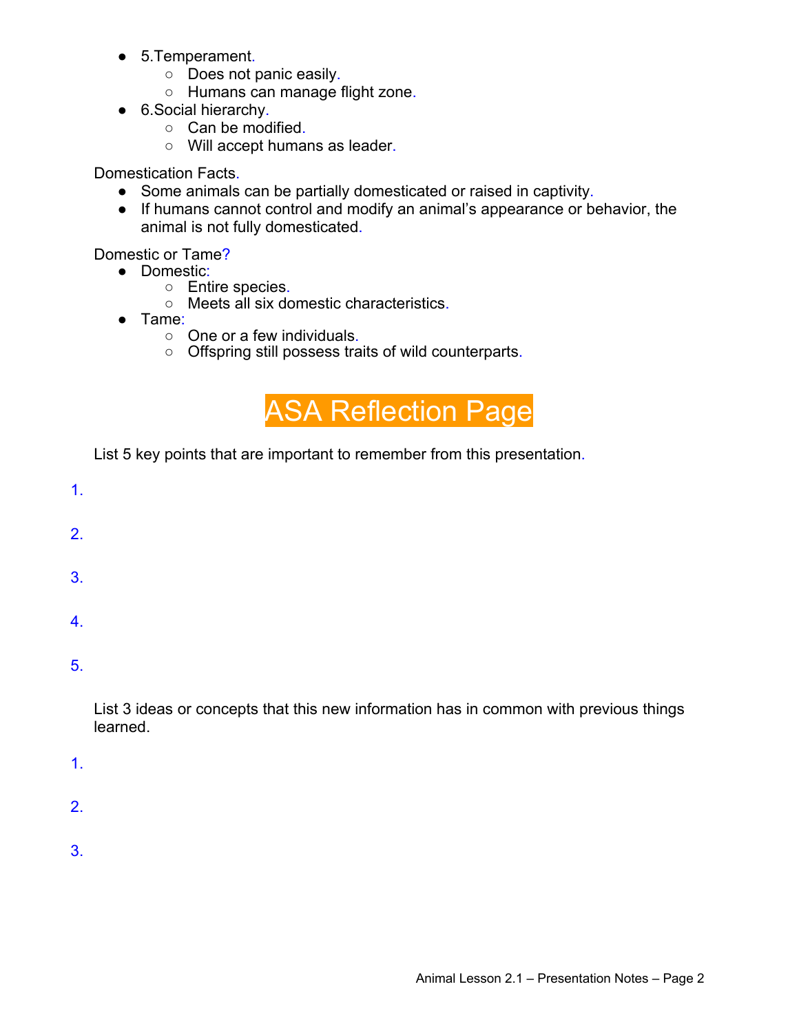- 5.Temperament.
  - Does not panic easily.
  - Humans can manage flight zone.
- 6.Social hierarchy.
  - Can be modified.
  - Will accept humans as leader.

Domestication Facts.

- Some animals can be partially domesticated or raised in captivity.
- If humans cannot control and modify an animal's appearance or behavior, the animal is not fully domesticated.

Domestic or Tame?

- Domestic:
  - Entire species.
  - Meets all six domestic characteristics.
- Tame:
  - One or a few individuals.
  - Offspring still possess traits of wild counterparts.

# ASA Reflection Page

List 5 key points that are important to remember from this presentation.

1.

2.

3.

4.

5.

List 3 ideas or concepts that this new information has in common with previous things learned.

1.

2.

3.